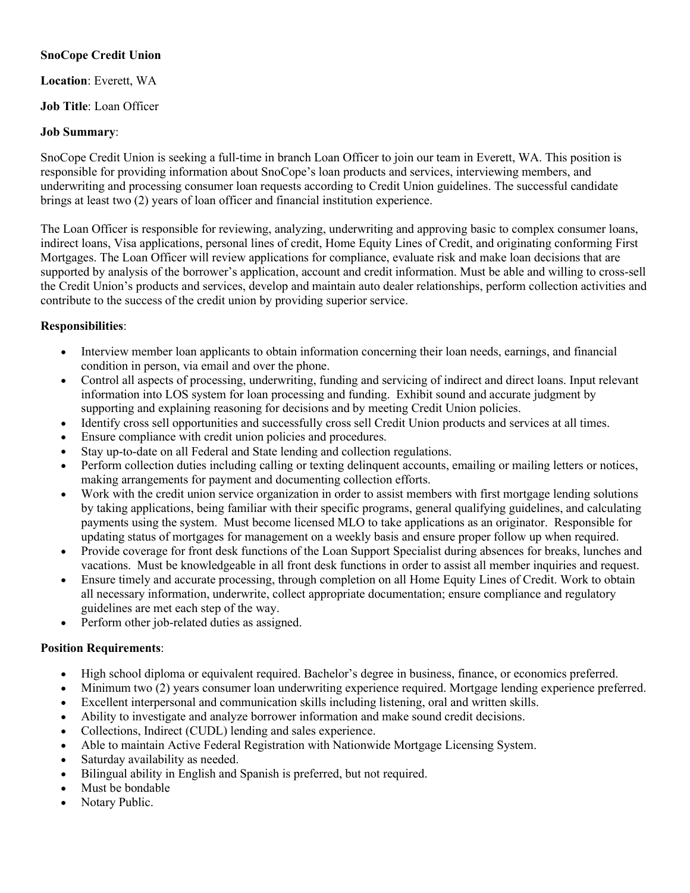**SnoCope Credit Union**

**Location**: Everett, WA

**Job Title**: Loan Officer

**Job Summary**:

SnoCope Credit Union is seeking a full-time in branch Loan Officer to join our team in Everett, WA. This position is responsible for providing information about SnoCope's loan products and services, interviewing members, and underwriting and processing consumer loan requests according to Credit Union guidelines. The successful candidate brings at least two (2) years of loan officer and financial institution experience.

The Loan Officer is responsible for reviewing, analyzing, underwriting and approving basic to complex consumer loans, indirect loans, Visa applications, personal lines of credit, Home Equity Lines of Credit, and originating conforming First Mortgages. The Loan Officer will review applications for compliance, evaluate risk and make loan decisions that are supported by analysis of the borrower's application, account and credit information. Must be able and willing to cross-sell the Credit Union's products and services, develop and maintain auto dealer relationships, perform collection activities and contribute to the success of the credit union by providing superior service.

**Responsibilities**:

- Interview member loan applicants to obtain information concerning their loan needs, earnings, and financial condition in person, via email and over the phone.
- Control all aspects of processing, underwriting, funding and servicing of indirect and direct loans. Input relevant information into LOS system for loan processing and funding. Exhibit sound and accurate judgment by supporting and explaining reasoning for decisions and by meeting Credit Union policies.
- Identify cross sell opportunities and successfully cross sell Credit Union products and services at all times.
- Ensure compliance with credit union policies and procedures.
- Stay up-to-date on all Federal and State lending and collection regulations.
- Perform collection duties including calling or texting delinquent accounts, emailing or mailing letters or notices, making arrangements for payment and documenting collection efforts.
- Work with the credit union service organization in order to assist members with first mortgage lending solutions by taking applications, being familiar with their specific programs, general qualifying guidelines, and calculating payments using the system. Must become licensed MLO to take applications as an originator. Responsible for updating status of mortgages for management on a weekly basis and ensure proper follow up when required.
- Provide coverage for front desk functions of the Loan Support Specialist during absences for breaks, lunches and vacations. Must be knowledgeable in all front desk functions in order to assist all member inquiries and request.
- Ensure timely and accurate processing, through completion on all Home Equity Lines of Credit. Work to obtain all necessary information, underwrite, collect appropriate documentation; ensure compliance and regulatory guidelines are met each step of the way.
- Perform other job-related duties as assigned.

**Position Requirements**:

- High school diploma or equivalent required. Bachelor's degree in business, finance, or economics preferred.
- Minimum two (2) years consumer loan underwriting experience required. Mortgage lending experience preferred.
- Excellent interpersonal and communication skills including listening, oral and written skills.
- Ability to investigate and analyze borrower information and make sound credit decisions.
- Collections, Indirect (CUDL) lending and sales experience.
- Able to maintain Active Federal Registration with Nationwide Mortgage Licensing System.
- Saturday availability as needed.
- Bilingual ability in English and Spanish is preferred, but not required.
- Must be bondable
- Notary Public.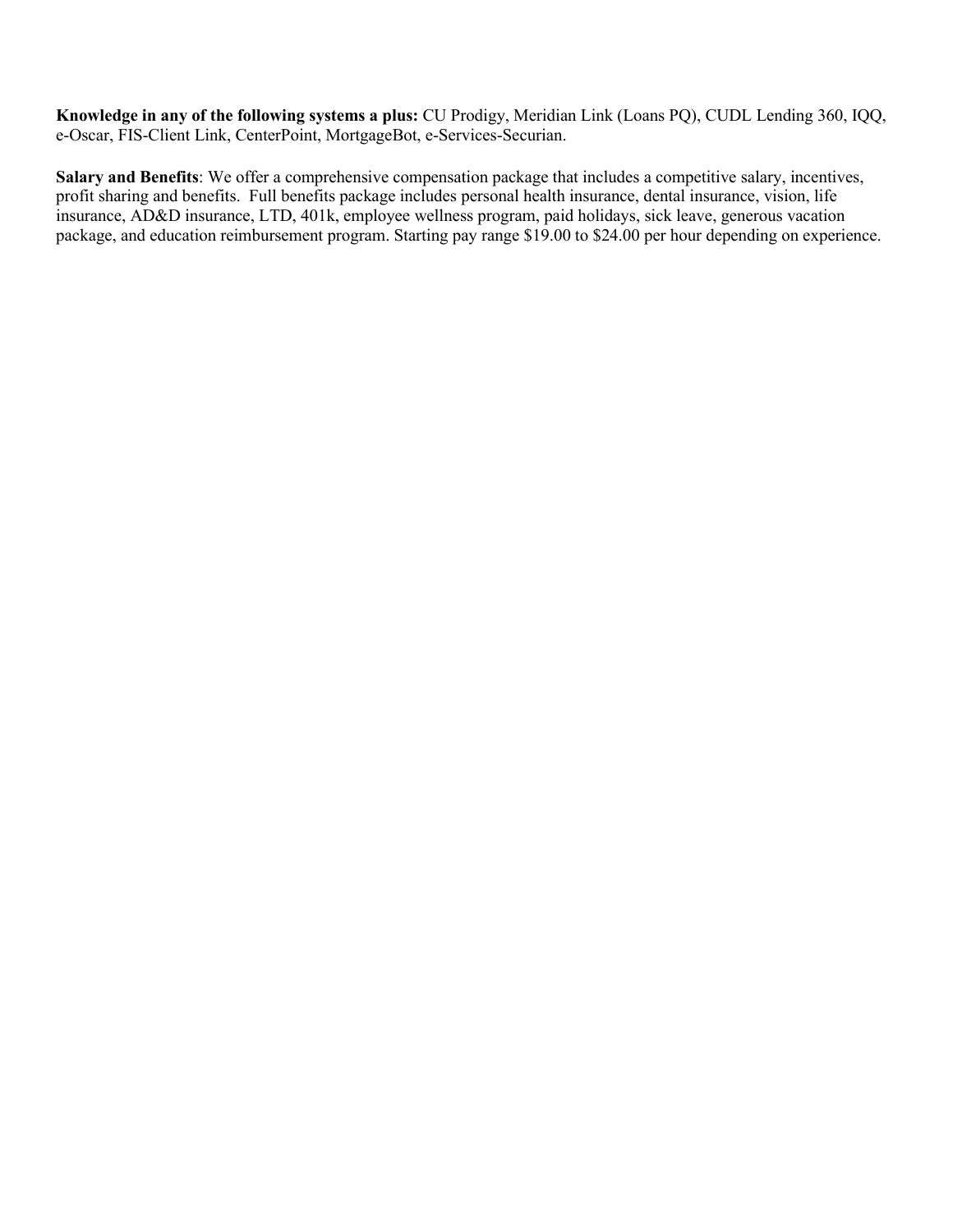**Knowledge in any of the following systems a plus:** CU Prodigy, Meridian Link (Loans PQ), CUDL Lending 360, IQQ, e-Oscar, FIS-Client Link, CenterPoint, MortgageBot, e-Services-Securian.

**Salary and Benefits**: We offer a comprehensive compensation package that includes a competitive salary, incentives, profit sharing and benefits. Full benefits package includes personal health insurance, dental insurance, vision, life insurance, AD&D insurance, LTD, 401k, employee wellness program, paid holidays, sick leave, generous vacation package, and education reimbursement program. Starting pay range $19.00 to $24.00 per hour depending on experience.